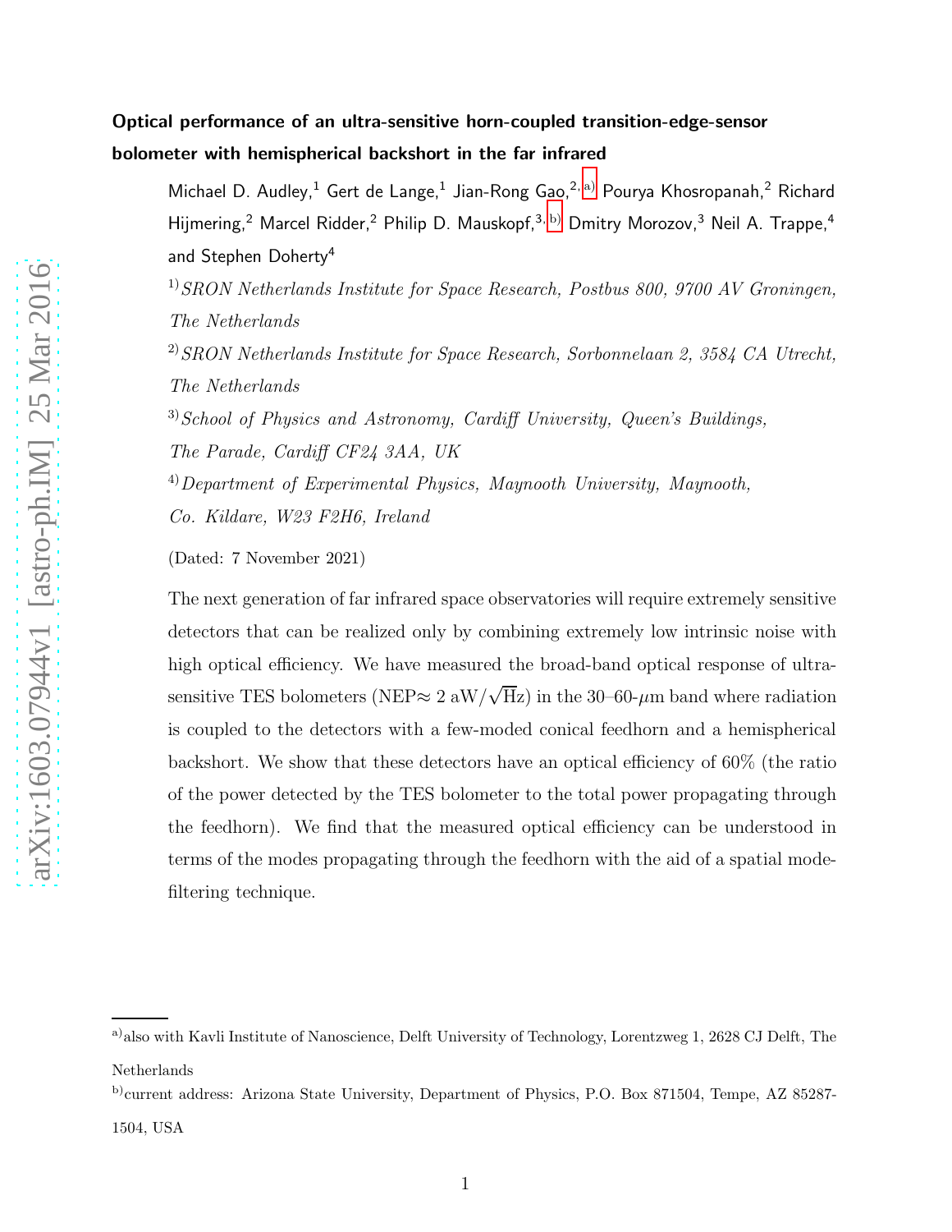# Optical performance of an ultra-sensitive horn-coupled transition-edge-sensor bolometer with hemispherical backshort in the far infrared

Michael D. Audley,[1] Gert de Lange,[1] Jian-Rong Gao,[2,a] Pourya Khosropanah,[2] Richard Hijmering,[2] Marcel Ridder,[2] Philip D. Mauskopf,[3,b] Dmitry Morozov,[3] Neil A. Trappe,[4] and Stephen Doherty[4]

[1] *SRON Netherlands Institute for Space Research, Postbus 800, 9700 AV Groningen, The Netherlands*

[2] *SRON Netherlands Institute for Space Research, Sorbonnelaan 2, 3584 CA Utrecht, The Netherlands*

[3] *School of Physics and Astronomy, Cardiff University, Queen's Buildings, The Parade, Cardiff CF24 3AA, UK*

[4] *Department of Experimental Physics, Maynooth University, Maynooth, Co. Kildare, W23 F2H6, Ireland*

(Dated: 7 November 2021)

The next generation of far infrared space observatories will require extremely sensitive detectors that can be realized only by combining extremely low intrinsic noise with high optical efficiency. We have measured the broad-band optical response of ultra-sensitive TES bolometers (NEP$\approx$ 2 aW/$\sqrt{\text{Hz}}$) in the 30–60-$\mu$m band where radiation is coupled to the detectors with a few-moded conical feedhorn and a hemispherical backshort. We show that these detectors have an optical efficiency of 60% (the ratio of the power detected by the TES bolometer to the total power propagating through the feedhorn). We find that the measured optical efficiency can be understood in terms of the modes propagating through the feedhorn with the aid of a spatial mode-filtering technique.

---

[a] also with Kavli Institute of Nanoscience, Delft University of Technology, Lorentzweg 1, 2628 CJ Delft, The Netherlands

[b] current address: Arizona State University, Department of Physics, P.O. Box 871504, Tempe, AZ 85287-1504, USA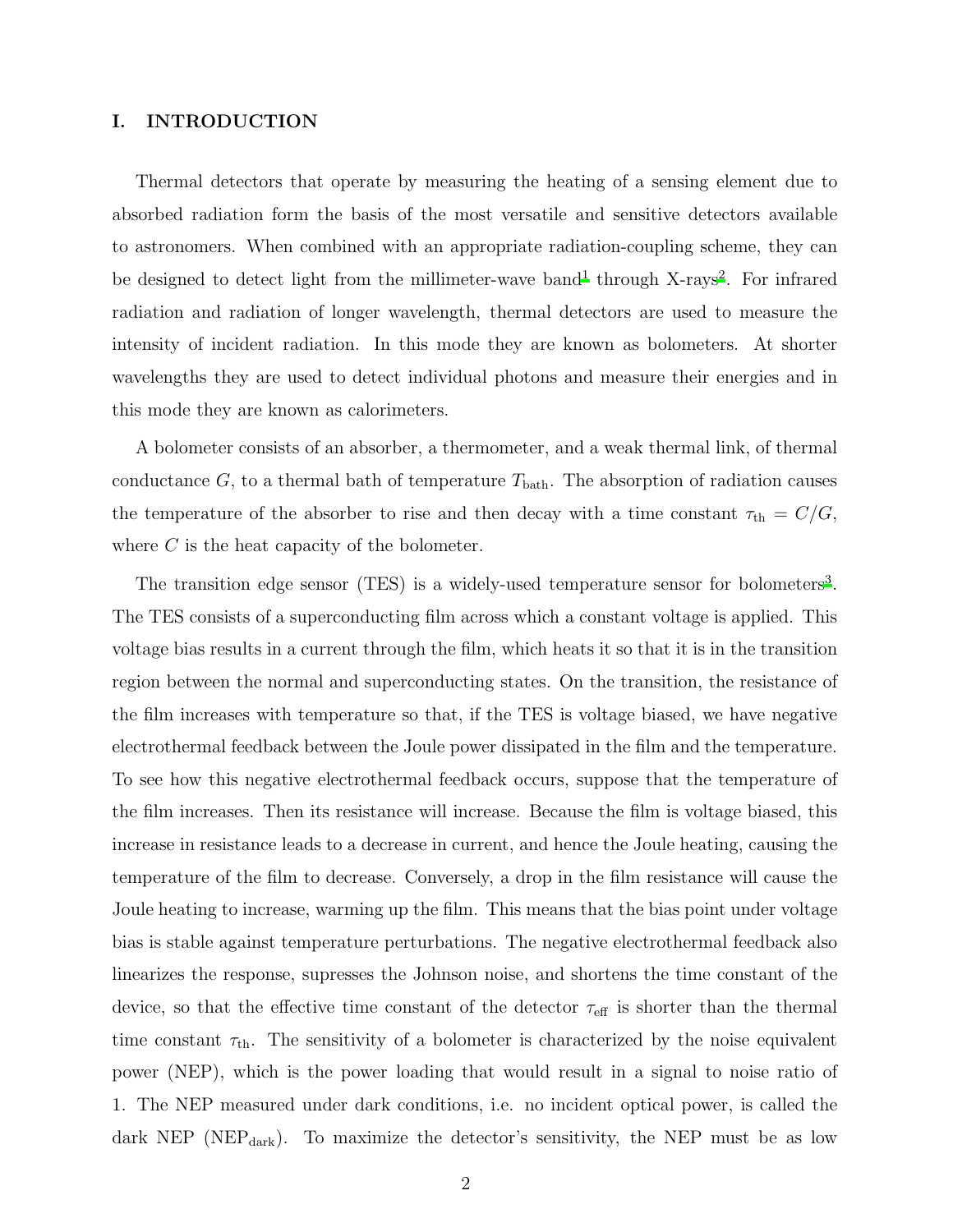## I. INTRODUCTION

Thermal detectors that operate by measuring the heating of a sensing element due to absorbed radiation form the basis of the most versatile and sensitive detectors available to astronomers. When combined with an appropriate radiation-coupling scheme, they can be designed to detect light from the millimeter-wave band[1] through X-rays[2]. For infrared radiation and radiation of longer wavelength, thermal detectors are used to measure the intensity of incident radiation. In this mode they are known as bolometers. At shorter wavelengths they are used to detect individual photons and measure their energies and in this mode they are known as calorimeters.

A bolometer consists of an absorber, a thermometer, and a weak thermal link, of thermal conductance $G$, to a thermal bath of temperature $T_{\mathrm{bath}}$. The absorption of radiation causes the temperature of the absorber to rise and then decay with a time constant $\tau_{\mathrm{th}} = C/G$, where $C$ is the heat capacity of the bolometer.

The transition edge sensor (TES) is a widely-used temperature sensor for bolometers[3]. The TES consists of a superconducting film across which a constant voltage is applied. This voltage bias results in a current through the film, which heats it so that it is in the transition region between the normal and superconducting states. On the transition, the resistance of the film increases with temperature so that, if the TES is voltage biased, we have negative electrothermal feedback between the Joule power dissipated in the film and the temperature. To see how this negative electrothermal feedback occurs, suppose that the temperature of the film increases. Then its resistance will increase. Because the film is voltage biased, this increase in resistance leads to a decrease in current, and hence the Joule heating, causing the temperature of the film to decrease. Conversely, a drop in the film resistance will cause the Joule heating to increase, warming up the film. This means that the bias point under voltage bias is stable against temperature perturbations. The negative electrothermal feedback also linearizes the response, supresses the Johnson noise, and shortens the time constant of the device, so that the effective time constant of the detector $\tau_{\mathrm{eff}}$ is shorter than the thermal time constant $\tau_{\mathrm{th}}$. The sensitivity of a bolometer is characterized by the noise equivalent power (NEP), which is the power loading that would result in a signal to noise ratio of 1. The NEP measured under dark conditions, i.e. no incident optical power, is called the dark NEP ($\mathrm{NEP}_{\mathrm{dark}}$). To maximize the detector's sensitivity, the NEP must be as low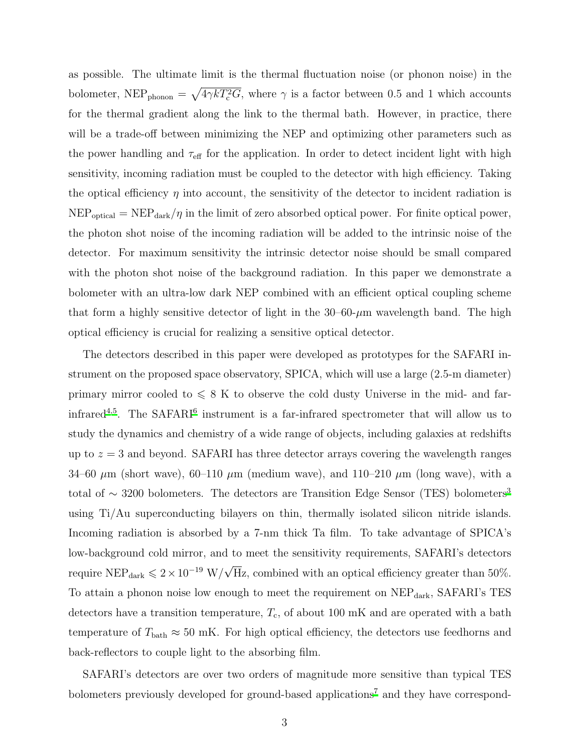as possible. The ultimate limit is the thermal fluctuation noise (or phonon noise) in the bolometer, $\mathrm{NEP_{phonon}} = \sqrt{4\gamma k T_c^2 G}$, where $\gamma$ is a factor between 0.5 and 1 which accounts for the thermal gradient along the link to the thermal bath. However, in practice, there will be a trade-off between minimizing the NEP and optimizing other parameters such as the power handling and $\tau_{\mathrm{eff}}$ for the application. In order to detect incident light with high sensitivity, incoming radiation must be coupled to the detector with high efficiency. Taking the optical efficiency $\eta$ into account, the sensitivity of the detector to incident radiation is $\mathrm{NEP_{optical}} = \mathrm{NEP_{dark}}/\eta$ in the limit of zero absorbed optical power. For finite optical power, the photon shot noise of the incoming radiation will be added to the intrinsic noise of the detector. For maximum sensitivity the intrinsic detector noise should be small compared with the photon shot noise of the background radiation. In this paper we demonstrate a bolometer with an ultra-low dark NEP combined with an efficient optical coupling scheme that form a highly sensitive detector of light in the 30–60-$\mu$m wavelength band. The high optical efficiency is crucial for realizing a sensitive optical detector.

The detectors described in this paper were developed as prototypes for the SAFARI instrument on the proposed space observatory, SPICA, which will use a large (2.5-m diameter) primary mirror cooled to $\leqslant 8$ K to observe the cold dusty Universe in the mid- and far-infrared[4,5]. The SAFARI[6] instrument is a far-infrared spectrometer that will allow us to study the dynamics and chemistry of a wide range of objects, including galaxies at redshifts up to $z = 3$ and beyond. SAFARI has three detector arrays covering the wavelength ranges 34–60 $\mu$m (short wave), 60–110 $\mu$m (medium wave), and 110–210 $\mu$m (long wave), with a total of $\sim$ 3200 bolometers. The detectors are Transition Edge Sensor (TES) bolometers[3] using Ti/Au superconducting bilayers on thin, thermally isolated silicon nitride islands. Incoming radiation is absorbed by a 7-nm thick Ta film. To take advantage of SPICA's low-background cold mirror, and to meet the sensitivity requirements, SAFARI's detectors require $\mathrm{NEP_{dark}} \leqslant 2 \times 10^{-19}$ W/$\sqrt{\mathrm{Hz}}$, combined with an optical efficiency greater than 50%. To attain a phonon noise low enough to meet the requirement on $\mathrm{NEP_{dark}}$, SAFARI's TES detectors have a transition temperature, $T_c$, of about 100 mK and are operated with a bath temperature of $T_{\mathrm{bath}} \approx 50$ mK. For high optical efficiency, the detectors use feedhorns and back-reflectors to couple light to the absorbing film.

SAFARI's detectors are over two orders of magnitude more sensitive than typical TES bolometers previously developed for ground-based applications[7] and they have correspond-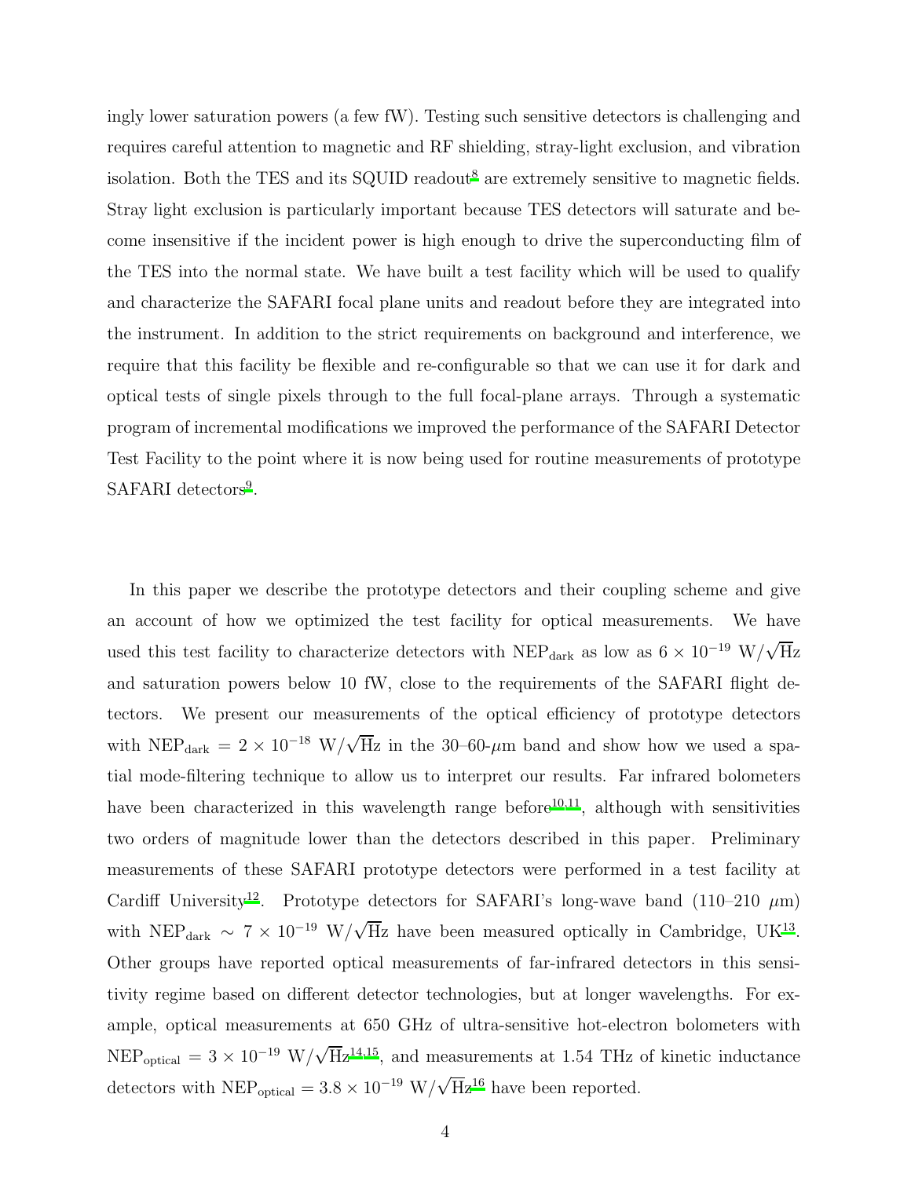ingly lower saturation powers (a few fW). Testing such sensitive detectors is challenging and requires careful attention to magnetic and RF shielding, stray-light exclusion, and vibration isolation. Both the TES and its SQUID readout[8] are extremely sensitive to magnetic fields. Stray light exclusion is particularly important because TES detectors will saturate and become insensitive if the incident power is high enough to drive the superconducting film of the TES into the normal state. We have built a test facility which will be used to qualify and characterize the SAFARI focal plane units and readout before they are integrated into the instrument. In addition to the strict requirements on background and interference, we require that this facility be flexible and re-configurable so that we can use it for dark and optical tests of single pixels through to the full focal-plane arrays. Through a systematic program of incremental modifications we improved the performance of the SAFARI Detector Test Facility to the point where it is now being used for routine measurements of prototype SAFARI detectors[9].

In this paper we describe the prototype detectors and their coupling scheme and give an account of how we optimized the test facility for optical measurements. We have used this test facility to characterize detectors with $\mathrm{NEP_{dark}}$ as low as $6 \times 10^{-19}$ W/$\sqrt{\mathrm{Hz}}$ and saturation powers below 10 fW, close to the requirements of the SAFARI flight detectors. We present our measurements of the optical efficiency of prototype detectors with $\mathrm{NEP_{dark}} = 2 \times 10^{-18}$ W/$\sqrt{\mathrm{Hz}}$ in the 30–60-$\mu$m band and show how we used a spatial mode-filtering technique to allow us to interpret our results. Far infrared bolometers have been characterized in this wavelength range before[10,11], although with sensitivities two orders of magnitude lower than the detectors described in this paper. Preliminary measurements of these SAFARI prototype detectors were performed in a test facility at Cardiff University[12]. Prototype detectors for SAFARI's long-wave band (110–210 $\mu$m) with $\mathrm{NEP_{dark}} \sim 7 \times 10^{-19}$ W/$\sqrt{\mathrm{Hz}}$ have been measured optically in Cambridge, UK[13]. Other groups have reported optical measurements of far-infrared detectors in this sensitivity regime based on different detector technologies, but at longer wavelengths. For example, optical measurements at 650 GHz of ultra-sensitive hot-electron bolometers with $\mathrm{NEP_{optical}} = 3 \times 10^{-19}$ W/$\sqrt{\mathrm{Hz}}$[14,15], and measurements at 1.54 THz of kinetic inductance detectors with $\mathrm{NEP_{optical}} = 3.8 \times 10^{-19}$ W/$\sqrt{\mathrm{Hz}}$[16] have been reported.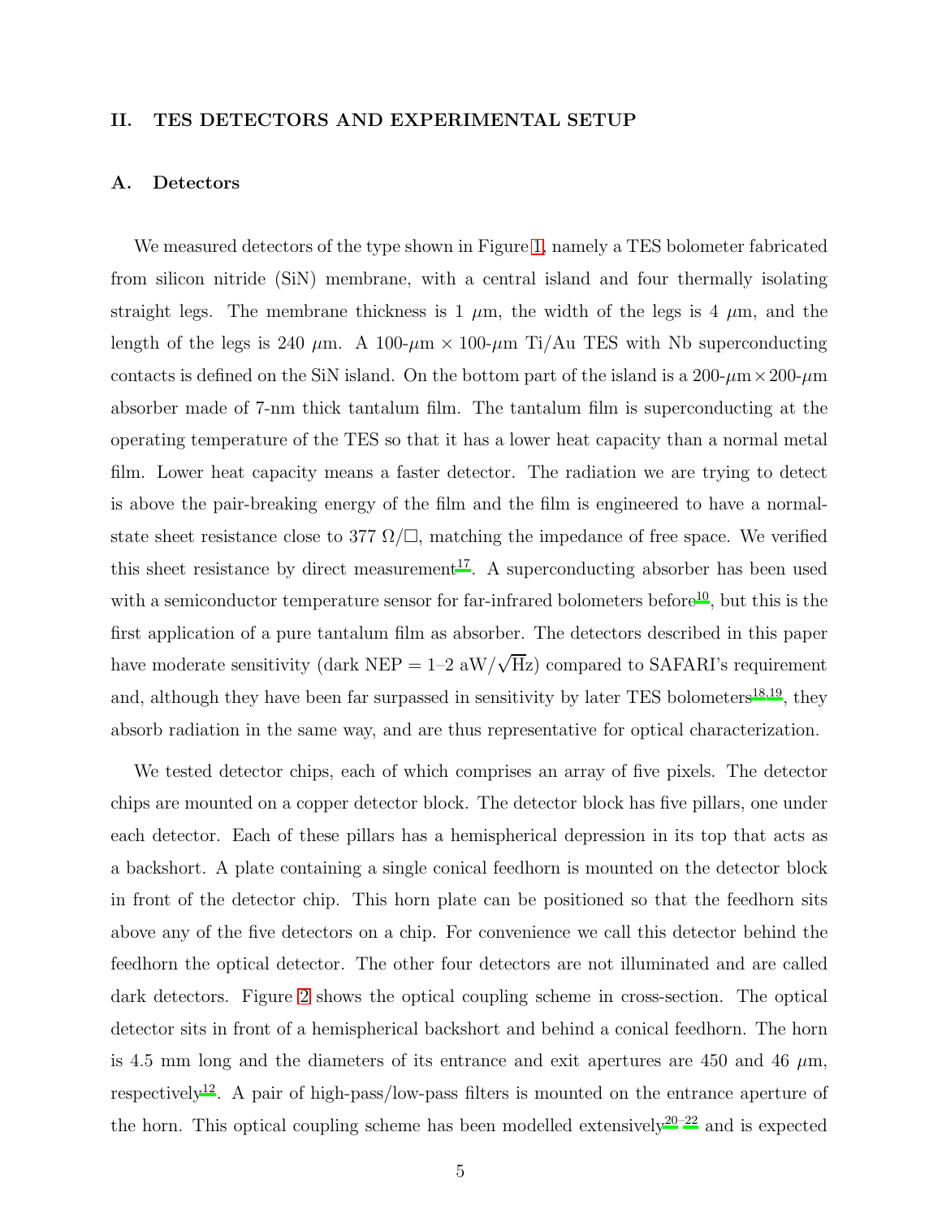## II. TES DETECTORS AND EXPERIMENTAL SETUP

### A. Detectors

We measured detectors of the type shown in Figure 1, namely a TES bolometer fabricated from silicon nitride (SiN) membrane, with a central island and four thermally isolating straight legs. The membrane thickness is 1 $\mu$m, the width of the legs is 4 $\mu$m, and the length of the legs is 240 $\mu$m. A 100-$\mu$m $\times$ 100-$\mu$m Ti/Au TES with Nb superconducting contacts is defined on the SiN island. On the bottom part of the island is a 200-$\mu$m$\times$200-$\mu$m absorber made of 7-nm thick tantalum film. The tantalum film is superconducting at the operating temperature of the TES so that it has a lower heat capacity than a normal metal film. Lower heat capacity means a faster detector. The radiation we are trying to detect is above the pair-breaking energy of the film and the film is engineered to have a normal-state sheet resistance close to 377 $\Omega/\Box$, matching the impedance of free space. We verified this sheet resistance by direct measurement[17]. A superconducting absorber has been used with a semiconductor temperature sensor for far-infrared bolometers before[10], but this is the first application of a pure tantalum film as absorber. The detectors described in this paper have moderate sensitivity (dark NEP = 1–2 aW/$\sqrt{\text{Hz}}$) compared to SAFARI's requirement and, although they have been far surpassed in sensitivity by later TES bolometers[18,19], they absorb radiation in the same way, and are thus representative for optical characterization.

We tested detector chips, each of which comprises an array of five pixels. The detector chips are mounted on a copper detector block. The detector block has five pillars, one under each detector. Each of these pillars has a hemispherical depression in its top that acts as a backshort. A plate containing a single conical feedhorn is mounted on the detector block in front of the detector chip. This horn plate can be positioned so that the feedhorn sits above any of the five detectors on a chip. For convenience we call this detector behind the feedhorn the optical detector. The other four detectors are not illuminated and are called dark detectors. Figure 2 shows the optical coupling scheme in cross-section. The optical detector sits in front of a hemispherical backshort and behind a conical feedhorn. The horn is 4.5 mm long and the diameters of its entrance and exit apertures are 450 and 46 $\mu$m, respectively[12]. A pair of high-pass/low-pass filters is mounted on the entrance aperture of the horn. This optical coupling scheme has been modelled extensively[20–22] and is expected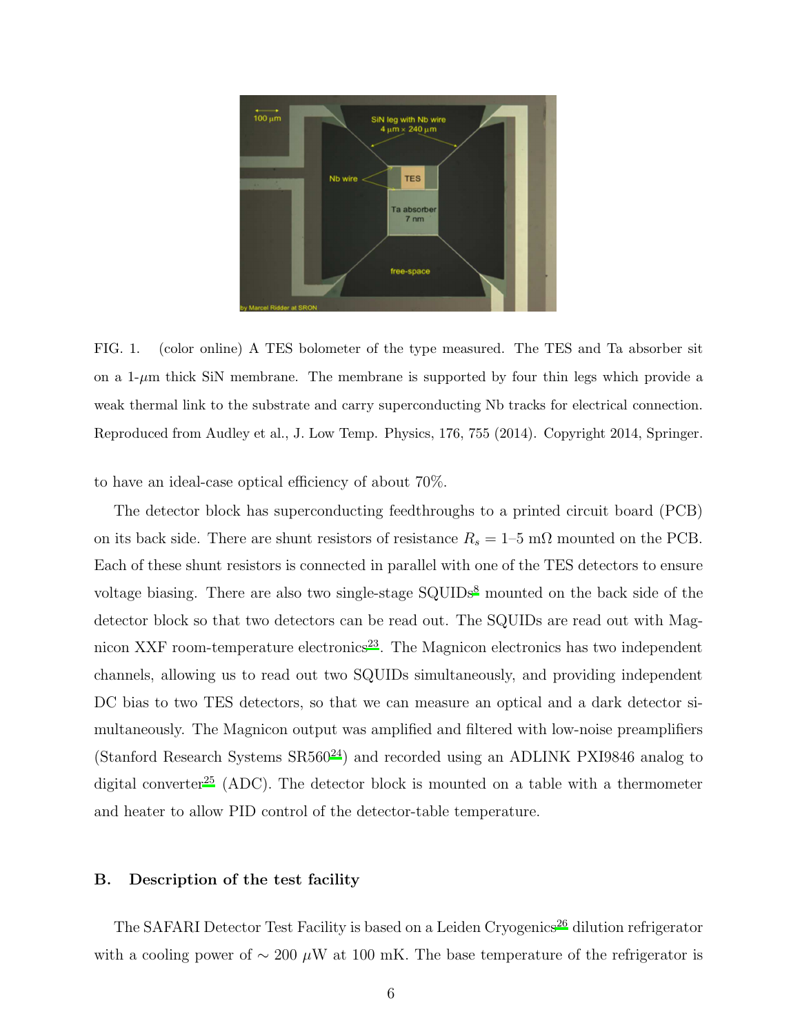FIG. 1. (color online) A TES bolometer of the type measured. The TES and Ta absorber sit on a 1-$\mu$m thick SiN membrane. The membrane is supported by four thin legs which provide a weak thermal link to the substrate and carry superconducting Nb tracks for electrical connection. Reproduced from Audley et al., J. Low Temp. Physics, 176, 755 (2014). Copyright 2014, Springer.

to have an ideal-case optical efficiency of about 70%.

The detector block has superconducting feedthroughs to a printed circuit board (PCB) on its back side. There are shunt resistors of resistance $R_s$ = 1–5 m$\Omega$ mounted on the PCB. Each of these shunt resistors is connected in parallel with one of the TES detectors to ensure voltage biasing. There are also two single-stage SQUIDs[8] mounted on the back side of the detector block so that two detectors can be read out. The SQUIDs are read out with Magnicon XXF room-temperature electronics[23]. The Magnicon electronics has two independent channels, allowing us to read out two SQUIDs simultaneously, and providing independent DC bias to two TES detectors, so that we can measure an optical and a dark detector simultaneously. The Magnicon output was amplified and filtered with low-noise preamplifiers (Stanford Research Systems SR560[24]) and recorded using an ADLINK PXI9846 analog to digital converter[25] (ADC). The detector block is mounted on a table with a thermometer and heater to allow PID control of the detector-table temperature.

## B. Description of the test facility

The SAFARI Detector Test Facility is based on a Leiden Cryogenics[26] dilution refrigerator with a cooling power of $\sim$ 200 $\mu$W at 100 mK. The base temperature of the refrigerator is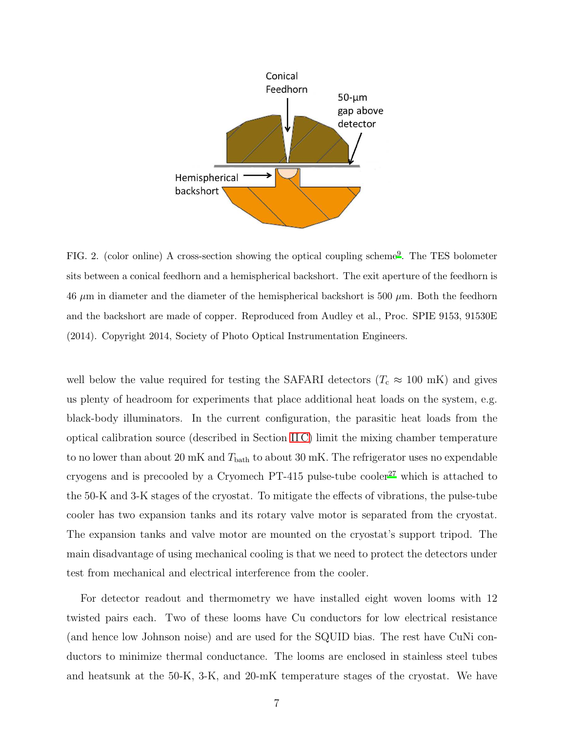Conical Feedhorn

50-μm gap above detector

Hemispherical backshort

FIG. 2. (color online) A cross-section showing the optical coupling scheme[9]. The TES bolometer sits between a conical feedhorn and a hemispherical backshort. The exit aperture of the feedhorn is 46 $\mu$m in diameter and the diameter of the hemispherical backshort is 500 $\mu$m. Both the feedhorn and the backshort are made of copper. Reproduced from Audley et al., Proc. SPIE 9153, 91530E (2014). Copyright 2014, Society of Photo Optical Instrumentation Engineers.

well below the value required for testing the SAFARI detectors ($T_c \approx 100$ mK) and gives us plenty of headroom for experiments that place additional heat loads on the system, e.g. black-body illuminators. In the current configuration, the parasitic heat loads from the optical calibration source (described in Section II C) limit the mixing chamber temperature to no lower than about 20 mK and $T_{\mathrm{bath}}$ to about 30 mK. The refrigerator uses no expendable cryogens and is precooled by a Cryomech PT-415 pulse-tube cooler[27] which is attached to the 50-K and 3-K stages of the cryostat. To mitigate the effects of vibrations, the pulse-tube cooler has two expansion tanks and its rotary valve motor is separated from the cryostat. The expansion tanks and valve motor are mounted on the cryostat's support tripod. The main disadvantage of using mechanical cooling is that we need to protect the detectors under test from mechanical and electrical interference from the cooler.

For detector readout and thermometry we have installed eight woven looms with 12 twisted pairs each. Two of these looms have Cu conductors for low electrical resistance (and hence low Johnson noise) and are used for the SQUID bias. The rest have CuNi conductors to minimize thermal conductance. The looms are enclosed in stainless steel tubes and heatsunk at the 50-K, 3-K, and 20-mK temperature stages of the cryostat. We have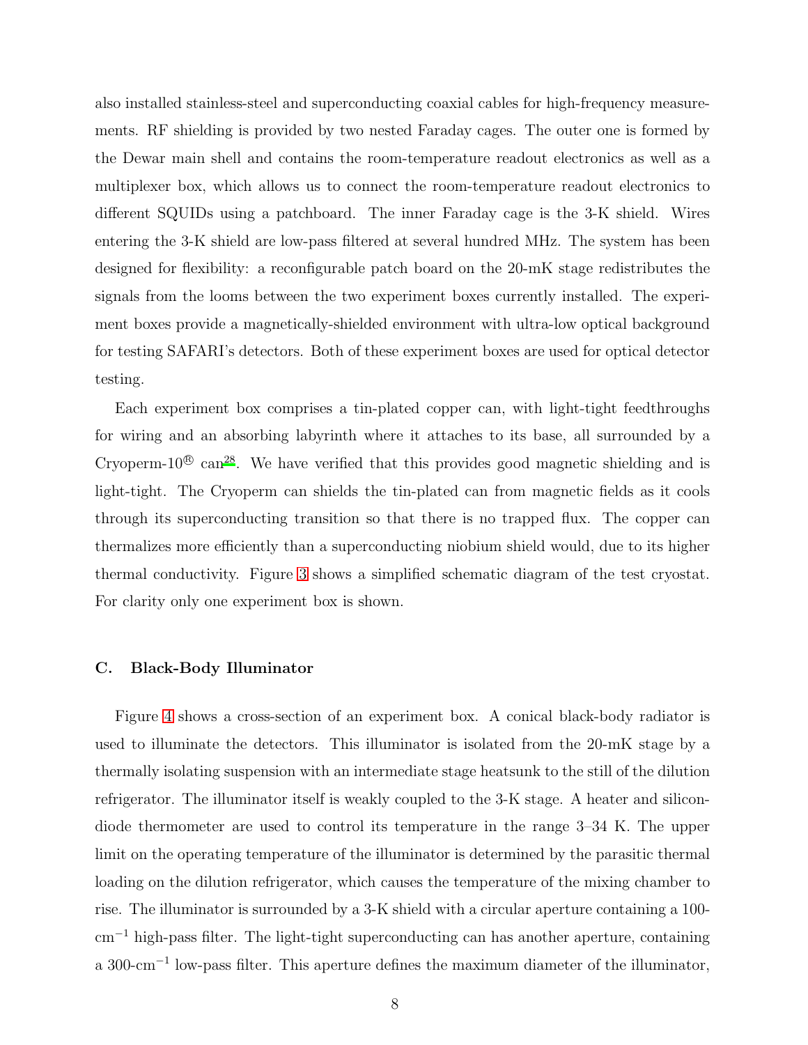also installed stainless-steel and superconducting coaxial cables for high-frequency measurements. RF shielding is provided by two nested Faraday cages. The outer one is formed by the Dewar main shell and contains the room-temperature readout electronics as well as a multiplexer box, which allows us to connect the room-temperature readout electronics to different SQUIDs using a patchboard. The inner Faraday cage is the 3-K shield. Wires entering the 3-K shield are low-pass filtered at several hundred MHz. The system has been designed for flexibility: a reconfigurable patch board on the 20-mK stage redistributes the signals from the looms between the two experiment boxes currently installed. The experiment boxes provide a magnetically-shielded environment with ultra-low optical background for testing SAFARI's detectors. Both of these experiment boxes are used for optical detector testing.

Each experiment box comprises a tin-plated copper can, with light-tight feedthroughs for wiring and an absorbing labyrinth where it attaches to its base, all surrounded by a Cryoperm-10® can[28]. We have verified that this provides good magnetic shielding and is light-tight. The Cryoperm can shields the tin-plated can from magnetic fields as it cools through its superconducting transition so that there is no trapped flux. The copper can thermalizes more efficiently than a superconducting niobium shield would, due to its higher thermal conductivity. Figure 3 shows a simplified schematic diagram of the test cryostat. For clarity only one experiment box is shown.

### C. Black-Body Illuminator

Figure 4 shows a cross-section of an experiment box. A conical black-body radiator is used to illuminate the detectors. This illuminator is isolated from the 20-mK stage by a thermally isolating suspension with an intermediate stage heatsunk to the still of the dilution refrigerator. The illuminator itself is weakly coupled to the 3-K stage. A heater and silicon-diode thermometer are used to control its temperature in the range 3–34 K. The upper limit on the operating temperature of the illuminator is determined by the parasitic thermal loading on the dilution refrigerator, which causes the temperature of the mixing chamber to rise. The illuminator is surrounded by a 3-K shield with a circular aperture containing a 100-$\text{cm}^{-1}$ high-pass filter. The light-tight superconducting can has another aperture, containing a 300-$\text{cm}^{-1}$ low-pass filter. This aperture defines the maximum diameter of the illuminator,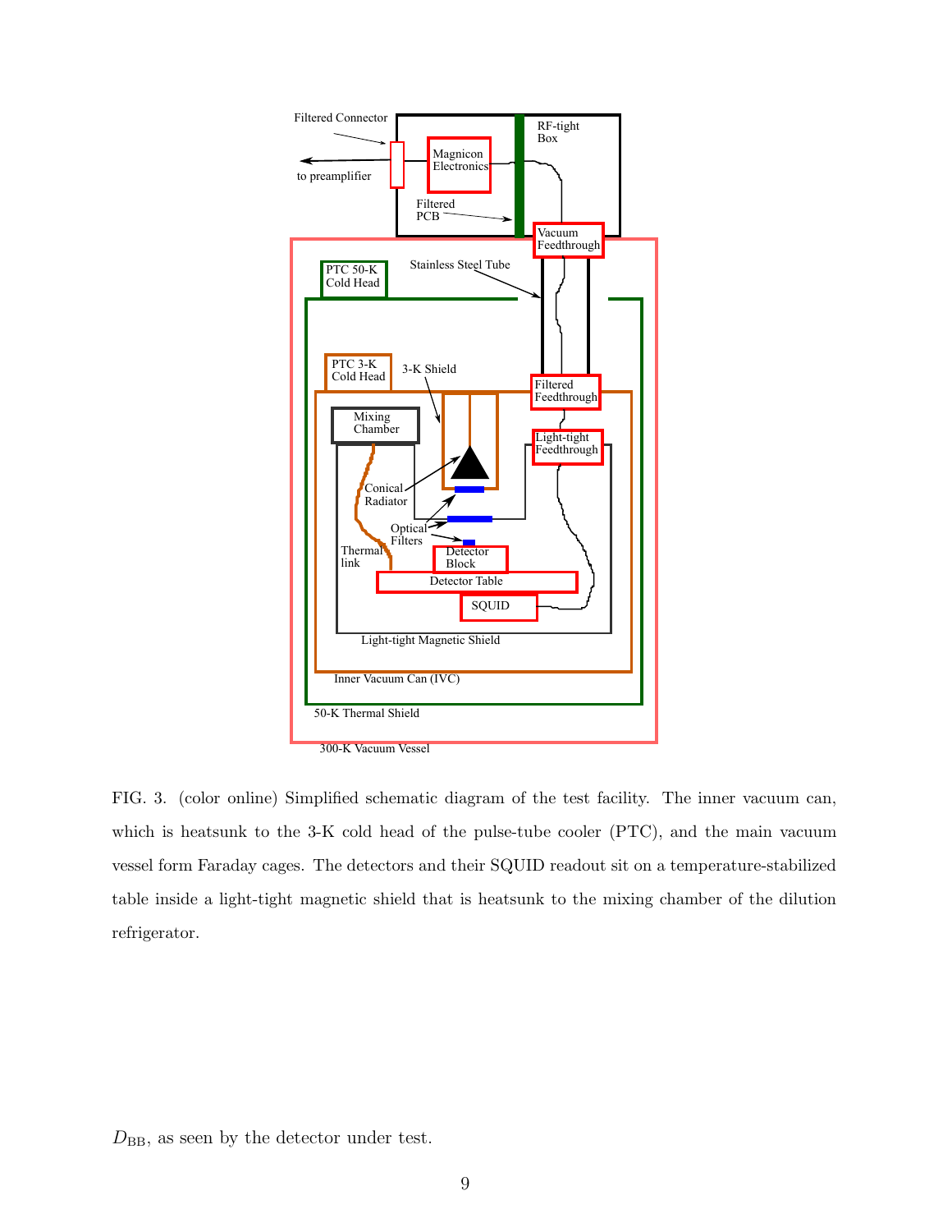Filtered Connector

to preamplifier

Magnicon Electronics

RF-tight Box

Filtered PCB

Vacuum Feedthrough

PTC 50-K Cold Head

Stainless Steel Tube

PTC 3-K Cold Head

3-K Shield

Filtered Feedthrough

Mixing Chamber

Light-tight Feedthrough

Conical Radiator

Optical Filters

Thermal link

Detector Block

Detector Table

SQUID

Light-tight Magnetic Shield

Inner Vacuum Can (IVC)

50-K Thermal Shield

300-K Vacuum Vessel

FIG. 3. (color online) Simplified schematic diagram of the test facility. The inner vacuum can, which is heatsunk to the 3-K cold head of the pulse-tube cooler (PTC), and the main vacuum vessel form Faraday cages. The detectors and their SQUID readout sit on a temperature-stabilized table inside a light-tight magnetic shield that is heatsunk to the mixing chamber of the dilution refrigerator.

$D_{\mathrm{BB}}$, as seen by the detector under test.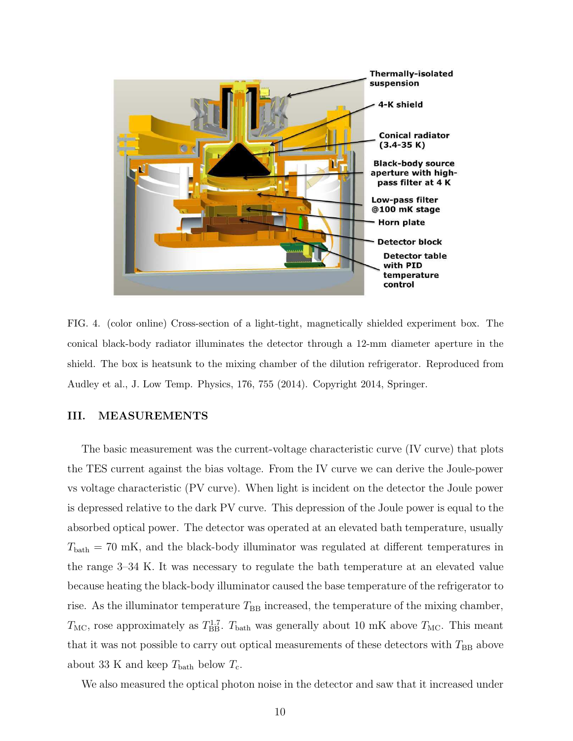Thermally-isolated suspension

4-K shield

Conical radiator (3.4-35 K)

Black-body source aperture with high-pass filter at 4 K

Low-pass filter @100 mK stage

Horn plate

Detector block

Detector table with PID temperature control

FIG. 4. (color online) Cross-section of a light-tight, magnetically shielded experiment box. The conical black-body radiator illuminates the detector through a 12-mm diameter aperture in the shield. The box is heatsunk to the mixing chamber of the dilution refrigerator. Reproduced from Audley et al., J. Low Temp. Physics, 176, 755 (2014). Copyright 2014, Springer.

## III. MEASUREMENTS

The basic measurement was the current-voltage characteristic curve (IV curve) that plots the TES current against the bias voltage. From the IV curve we can derive the Joule-power vs voltage characteristic (PV curve). When light is incident on the detector the Joule power is depressed relative to the dark PV curve. This depression of the Joule power is equal to the absorbed optical power. The detector was operated at an elevated bath temperature, usually $T_{\mathrm{bath}} = 70$ mK, and the black-body illuminator was regulated at different temperatures in the range 3–34 K. It was necessary to regulate the bath temperature at an elevated value because heating the black-body illuminator caused the base temperature of the refrigerator to rise. As the illuminator temperature $T_{\mathrm{BB}}$ increased, the temperature of the mixing chamber, $T_{\mathrm{MC}}$, rose approximately as $T_{\mathrm{BB}}^{1.7}$. $T_{\mathrm{bath}}$ was generally about 10 mK above $T_{\mathrm{MC}}$. This meant that it was not possible to carry out optical measurements of these detectors with $T_{\mathrm{BB}}$ above about 33 K and keep $T_{\mathrm{bath}}$ below $T_{\mathrm{c}}$.

We also measured the optical photon noise in the detector and saw that it increased under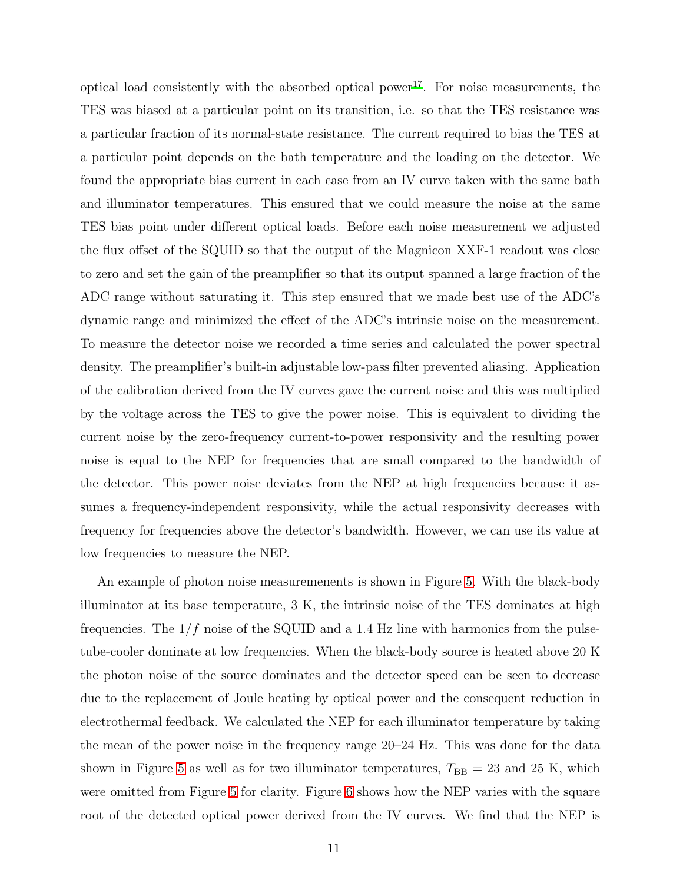optical load consistently with the absorbed optical power[17]. For noise measurements, the TES was biased at a particular point on its transition, i.e. so that the TES resistance was a particular fraction of its normal-state resistance. The current required to bias the TES at a particular point depends on the bath temperature and the loading on the detector. We found the appropriate bias current in each case from an IV curve taken with the same bath and illuminator temperatures. This ensured that we could measure the noise at the same TES bias point under different optical loads. Before each noise measurement we adjusted the flux offset of the SQUID so that the output of the Magnicon XXF-1 readout was close to zero and set the gain of the preamplifier so that its output spanned a large fraction of the ADC range without saturating it. This step ensured that we made best use of the ADC's dynamic range and minimized the effect of the ADC's intrinsic noise on the measurement. To measure the detector noise we recorded a time series and calculated the power spectral density. The preamplifier's built-in adjustable low-pass filter prevented aliasing. Application of the calibration derived from the IV curves gave the current noise and this was multiplied by the voltage across the TES to give the power noise. This is equivalent to dividing the current noise by the zero-frequency current-to-power responsivity and the resulting power noise is equal to the NEP for frequencies that are small compared to the bandwidth of the detector. This power noise deviates from the NEP at high frequencies because it assumes a frequency-independent responsivity, while the actual responsivity decreases with frequency for frequencies above the detector's bandwidth. However, we can use its value at low frequencies to measure the NEP.

An example of photon noise measuremenents is shown in Figure 5. With the black-body illuminator at its base temperature, 3 K, the intrinsic noise of the TES dominates at high frequencies. The $1/f$ noise of the SQUID and a 1.4 Hz line with harmonics from the pulse-tube-cooler dominate at low frequencies. When the black-body source is heated above 20 K the photon noise of the source dominates and the detector speed can be seen to decrease due to the replacement of Joule heating by optical power and the consequent reduction in electrothermal feedback. We calculated the NEP for each illuminator temperature by taking the mean of the power noise in the frequency range 20–24 Hz. This was done for the data shown in Figure 5 as well as for two illuminator temperatures, $T_{\mathrm{BB}} = 23$ and 25 K, which were omitted from Figure 5 for clarity. Figure 6 shows how the NEP varies with the square root of the detected optical power derived from the IV curves. We find that the NEP is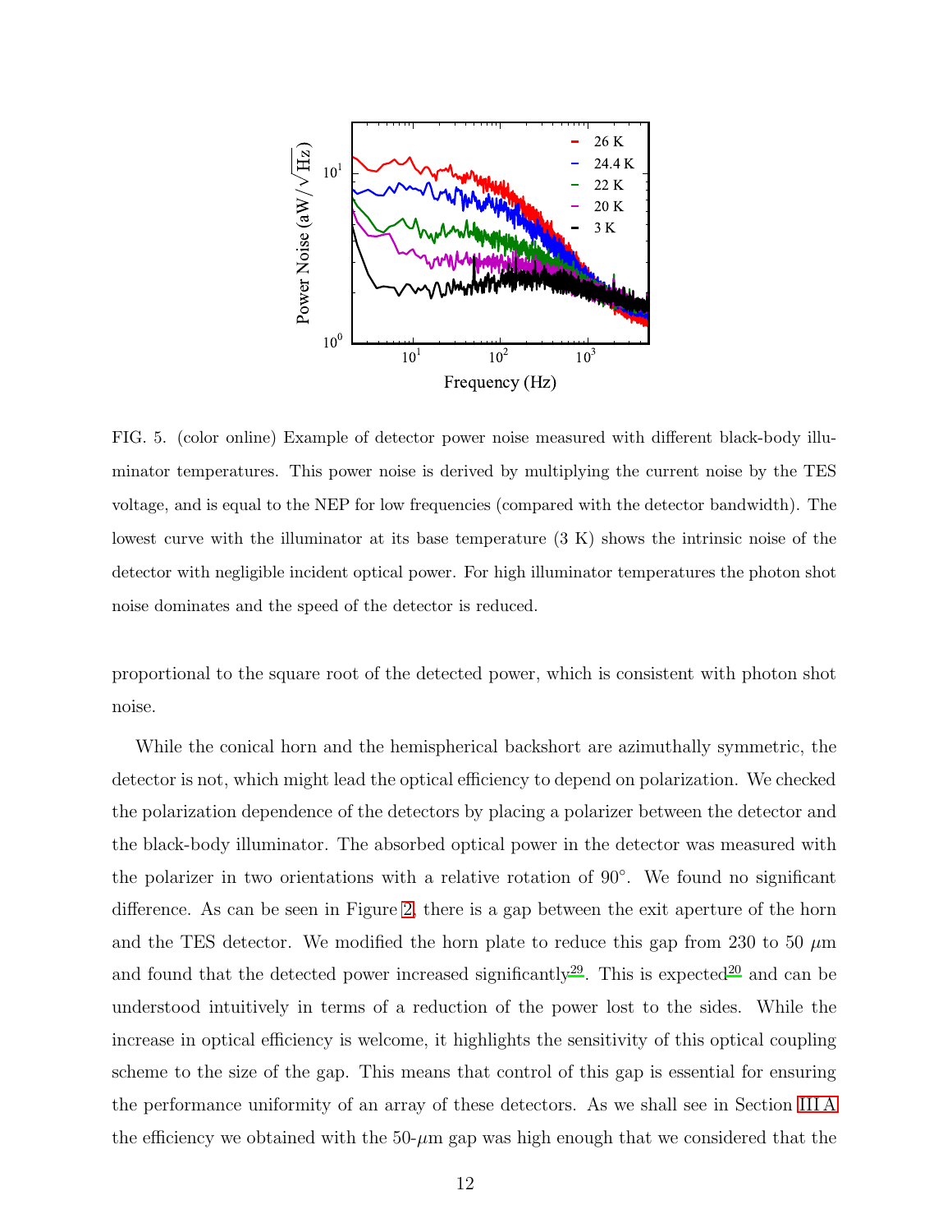Power Noise (aW/$\sqrt{\text{Hz}}$)

$10^1$

$10^0$

$10^1$ $10^2$ $10^3$

Frequency (Hz)

26 K
24.4 K
22 K
20 K
3 K

FIG. 5. (color online) Example of detector power noise measured with different black-body illuminator temperatures. This power noise is derived by multiplying the current noise by the TES voltage, and is equal to the NEP for low frequencies (compared with the detector bandwidth). The lowest curve with the illuminator at its base temperature (3 K) shows the intrinsic noise of the detector with negligible incident optical power. For high illuminator temperatures the photon shot noise dominates and the speed of the detector is reduced.

proportional to the square root of the detected power, which is consistent with photon shot noise.

While the conical horn and the hemispherical backshort are azimuthally symmetric, the detector is not, which might lead the optical efficiency to depend on polarization. We checked the polarization dependence of the detectors by placing a polarizer between the detector and the black-body illuminator. The absorbed optical power in the detector was measured with the polarizer in two orientations with a relative rotation of 90°. We found no significant difference. As can be seen in Figure 2, there is a gap between the exit aperture of the horn and the TES detector. We modified the horn plate to reduce this gap from 230 to 50 $\mu$m and found that the detected power increased significantly[29]. This is expected[20] and can be understood intuitively in terms of a reduction of the power lost to the sides. While the increase in optical efficiency is welcome, it highlights the sensitivity of this optical coupling scheme to the size of the gap. This means that control of this gap is essential for ensuring the performance uniformity of an array of these detectors. As we shall see in Section III A the efficiency we obtained with the 50-$\mu$m gap was high enough that we considered that the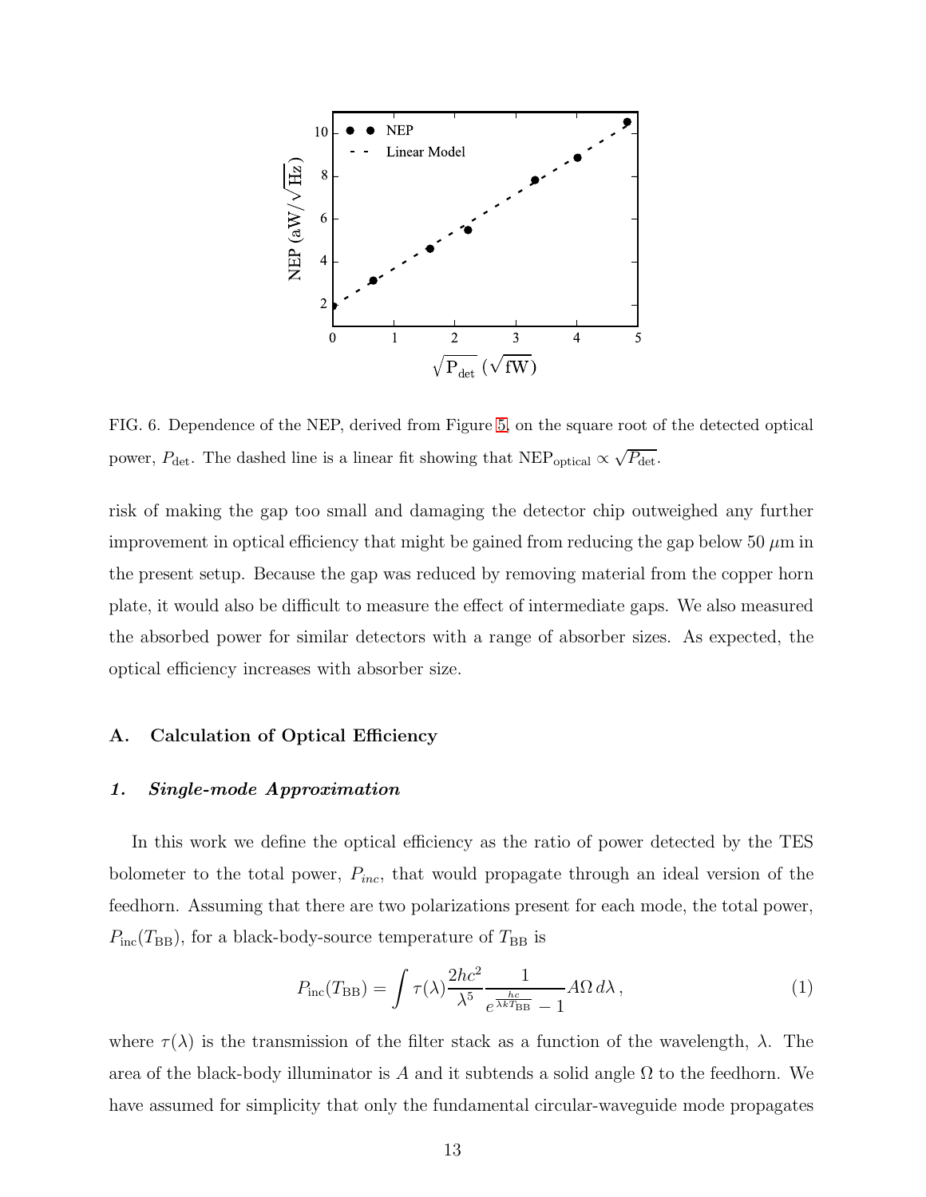NEP

Linear Model

NEP (aW/$\sqrt{\text{Hz}}$)

10

8

6

4

2

0 1 2 3 4 5

$\sqrt{\text{P}_{\text{det}}}$ ($\sqrt{\text{fW}}$)

FIG. 6. Dependence of the NEP, derived from Figure 5, on the square root of the detected optical power, $P_{\text{det}}$. The dashed line is a linear fit showing that $\text{NEP}_{\text{optical}} \propto \sqrt{P_{\text{det}}}$.

risk of making the gap too small and damaging the detector chip outweighed any further improvement in optical efficiency that might be gained from reducing the gap below 50 $\mu$m in the present setup. Because the gap was reduced by removing material from the copper horn plate, it would also be difficult to measure the effect of intermediate gaps. We also measured the absorbed power for similar detectors with a range of absorber sizes. As expected, the optical efficiency increases with absorber size.

## A. Calculation of Optical Efficiency

### *1. Single-mode Approximation*

In this work we define the optical efficiency as the ratio of power detected by the TES bolometer to the total power, $P_{inc}$, that would propagate through an ideal version of the feedhorn. Assuming that there are two polarizations present for each mode, the total power, $P_{\text{inc}}(T_{\text{BB}})$, for a black-body-source temperature of $T_{\text{BB}}$ is

$$P_{\text{inc}}(T_{\text{BB}}) = \int \tau(\lambda) \frac{2hc^2}{\lambda^5} \frac{1}{e^{\frac{hc}{\lambda k T_{\text{BB}}}} - 1} A\Omega \, d\lambda \,, \tag{1}$$

where $\tau(\lambda)$ is the transmission of the filter stack as a function of the wavelength, $\lambda$. The area of the black-body illuminator is $A$ and it subtends a solid angle $\Omega$ to the feedhorn. We have assumed for simplicity that only the fundamental circular-waveguide mode propagates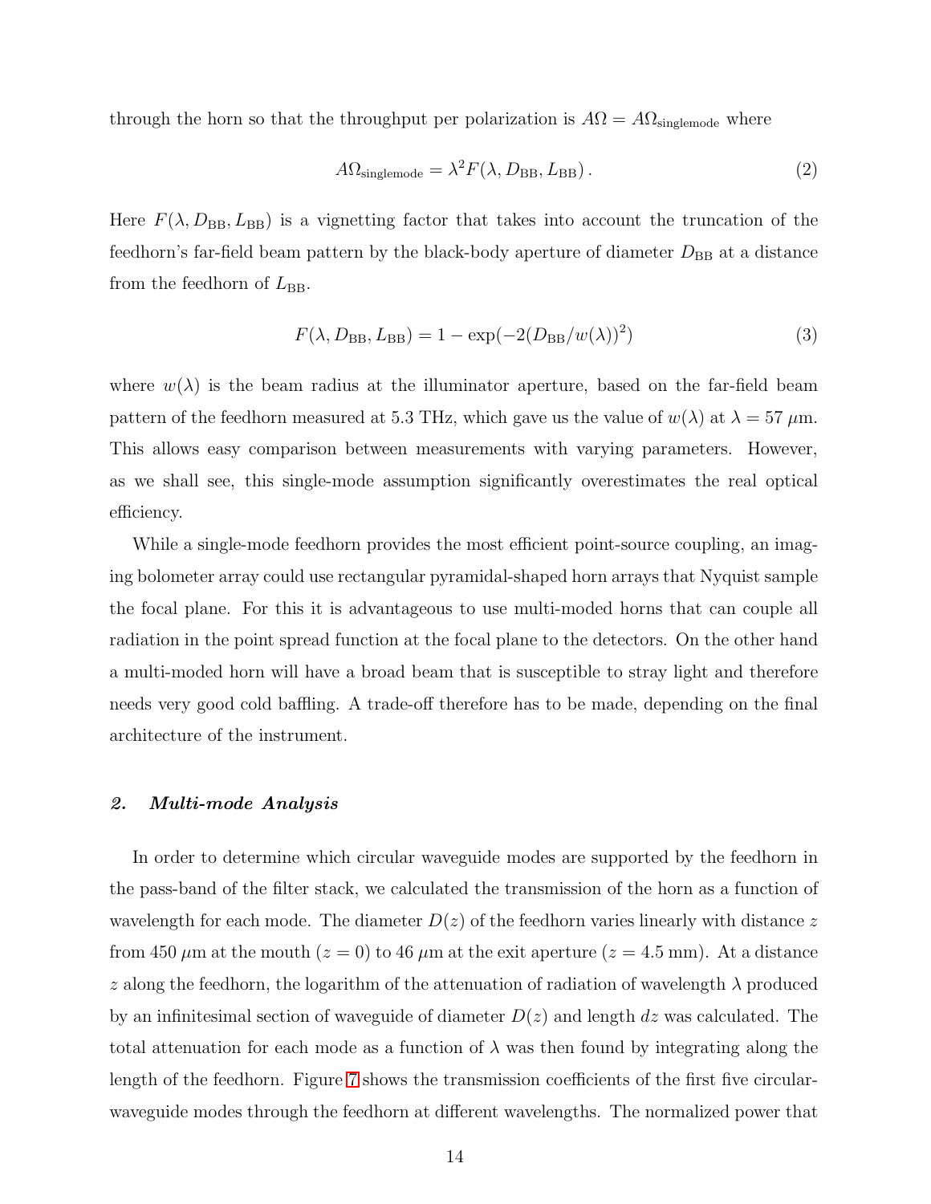through the horn so that the throughput per polarization is $A\Omega = A\Omega_{\text{singlemode}}$ where

$$A\Omega_{\text{singlemode}} = \lambda^2 F(\lambda, D_{\text{BB}}, L_{\text{BB}}) \,. \tag{2}$$

Here $F(\lambda, D_{\text{BB}}, L_{\text{BB}})$ is a vignetting factor that takes into account the truncation of the feedhorn's far-field beam pattern by the black-body aperture of diameter $D_{\text{BB}}$ at a distance from the feedhorn of $L_{\text{BB}}$.

$$F(\lambda, D_{\text{BB}}, L_{\text{BB}}) = 1 - \exp(-2(D_{\text{BB}}/w(\lambda))^2) \tag{3}$$

where $w(\lambda)$ is the beam radius at the illuminator aperture, based on the far-field beam pattern of the feedhorn measured at 5.3 THz, which gave us the value of $w(\lambda)$ at $\lambda = 57$ $\mu$m. This allows easy comparison between measurements with varying parameters. However, as we shall see, this single-mode assumption significantly overestimates the real optical efficiency.

While a single-mode feedhorn provides the most efficient point-source coupling, an imaging bolometer array could use rectangular pyramidal-shaped horn arrays that Nyquist sample the focal plane. For this it is advantageous to use multi-moded horns that can couple all radiation in the point spread function at the focal plane to the detectors. On the other hand a multi-moded horn will have a broad beam that is susceptible to stray light and therefore needs very good cold baffling. A trade-off therefore has to be made, depending on the final architecture of the instrument.

### *2. Multi-mode Analysis*

In order to determine which circular waveguide modes are supported by the feedhorn in the pass-band of the filter stack, we calculated the transmission of the horn as a function of wavelength for each mode. The diameter $D(z)$ of the feedhorn varies linearly with distance $z$ from 450 $\mu$m at the mouth ($z = 0$) to 46 $\mu$m at the exit aperture ($z = 4.5$ mm). At a distance $z$ along the feedhorn, the logarithm of the attenuation of radiation of wavelength $\lambda$ produced by an infinitesimal section of waveguide of diameter $D(z)$ and length $dz$ was calculated. The total attenuation for each mode as a function of $\lambda$ was then found by integrating along the length of the feedhorn. Figure 7 shows the transmission coefficients of the first five circular-waveguide modes through the feedhorn at different wavelengths. The normalized power that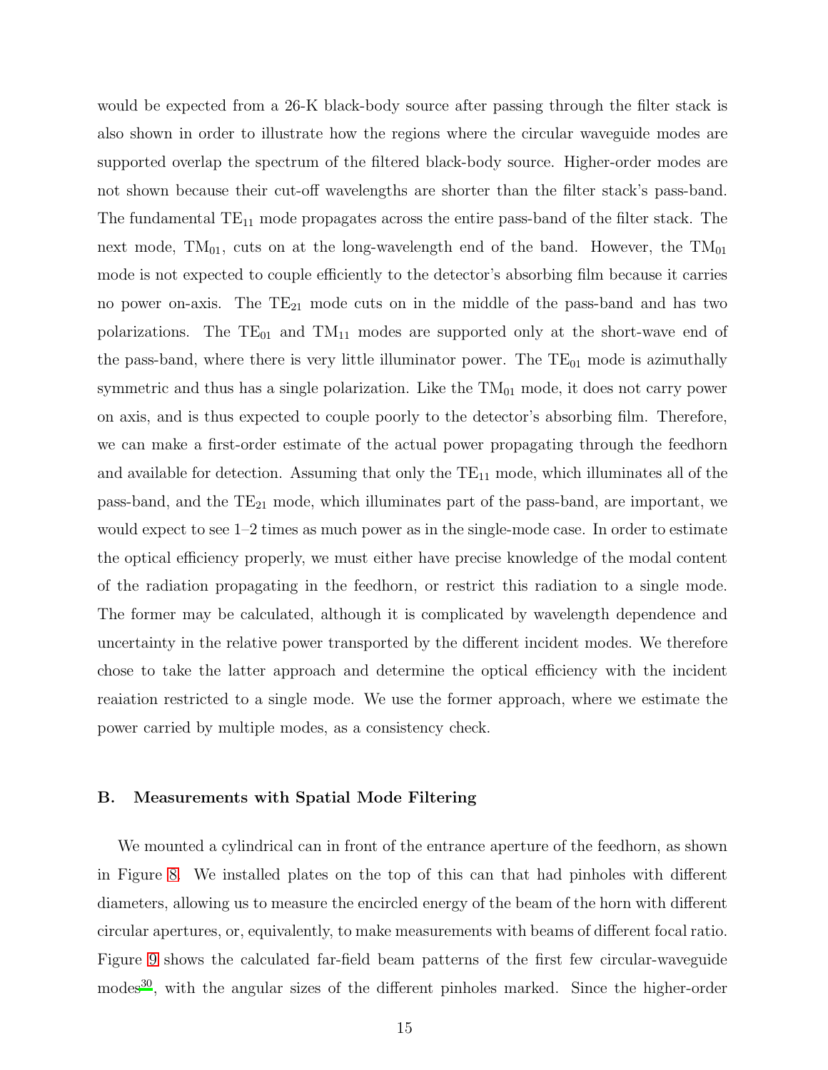would be expected from a 26-K black-body source after passing through the filter stack is also shown in order to illustrate how the regions where the circular waveguide modes are supported overlap the spectrum of the filtered black-body source. Higher-order modes are not shown because their cut-off wavelengths are shorter than the filter stack's pass-band. The fundamental $TE_{11}$ mode propagates across the entire pass-band of the filter stack. The next mode, $TM_{01}$, cuts on at the long-wavelength end of the band. However, the $TM_{01}$ mode is not expected to couple efficiently to the detector's absorbing film because it carries no power on-axis. The $TE_{21}$ mode cuts on in the middle of the pass-band and has two polarizations. The $TE_{01}$ and $TM_{11}$ modes are supported only at the short-wave end of the pass-band, where there is very little illuminator power. The $TE_{01}$ mode is azimuthally symmetric and thus has a single polarization. Like the $TM_{01}$ mode, it does not carry power on axis, and is thus expected to couple poorly to the detector's absorbing film. Therefore, we can make a first-order estimate of the actual power propagating through the feedhorn and available for detection. Assuming that only the $TE_{11}$ mode, which illuminates all of the pass-band, and the $TE_{21}$ mode, which illuminates part of the pass-band, are important, we would expect to see 1–2 times as much power as in the single-mode case. In order to estimate the optical efficiency properly, we must either have precise knowledge of the modal content of the radiation propagating in the feedhorn, or restrict this radiation to a single mode. The former may be calculated, although it is complicated by wavelength dependence and uncertainty in the relative power transported by the different incident modes. We therefore chose to take the latter approach and determine the optical efficiency with the incident reaiation restricted to a single mode. We use the former approach, where we estimate the power carried by multiple modes, as a consistency check.

## B. Measurements with Spatial Mode Filtering

We mounted a cylindrical can in front of the entrance aperture of the feedhorn, as shown in Figure 8. We installed plates on the top of this can that had pinholes with different diameters, allowing us to measure the encircled energy of the beam of the horn with different circular apertures, or, equivalently, to make measurements with beams of different focal ratio. Figure 9 shows the calculated far-field beam patterns of the first few circular-waveguide modes[30], with the angular sizes of the different pinholes marked. Since the higher-order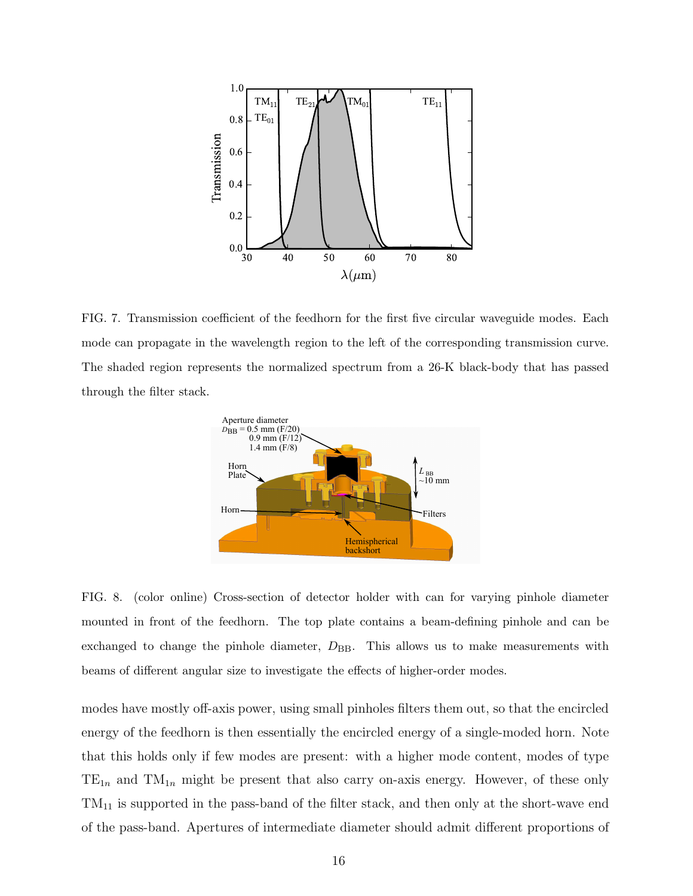1.0

0.8

0.6

0.4

0.2

0.0

Transmission

30 40 50 60 70 80

$\lambda(\mu\text{m})$

$TM_{11}$

$TE_{01}$

$TE_{21}$

$TM_{01}$

$TE_{11}$

FIG. 7. Transmission coefficient of the feedhorn for the first five circular waveguide modes. Each mode can propagate in the wavelength region to the left of the corresponding transmission curve. The shaded region represents the normalized spectrum from a 26-K black-body that has passed through the filter stack.

Aperture diameter

$D_{\rm BB}$ = 0.5 mm (F/20)

0.9 mm (F/12)

1.4 mm (F/8)

Horn Plate

Horn

$L_{\rm BB}$ ~10 mm

Filters

Hemispherical backshort

FIG. 8. (color online) Cross-section of detector holder with can for varying pinhole diameter mounted in front of the feedhorn. The top plate contains a beam-defining pinhole and can be exchanged to change the pinhole diameter, $D_{\rm BB}$. This allows us to make measurements with beams of different angular size to investigate the effects of higher-order modes.

modes have mostly off-axis power, using small pinholes filters them out, so that the encircled energy of the feedhorn is then essentially the encircled energy of a single-moded horn. Note that this holds only if few modes are present: with a higher mode content, modes of type $TE_{1n}$ and $TM_{1n}$ might be present that also carry on-axis energy. However, of these only $TM_{11}$ is supported in the pass-band of the filter stack, and then only at the short-wave end of the pass-band. Apertures of intermediate diameter should admit different proportions of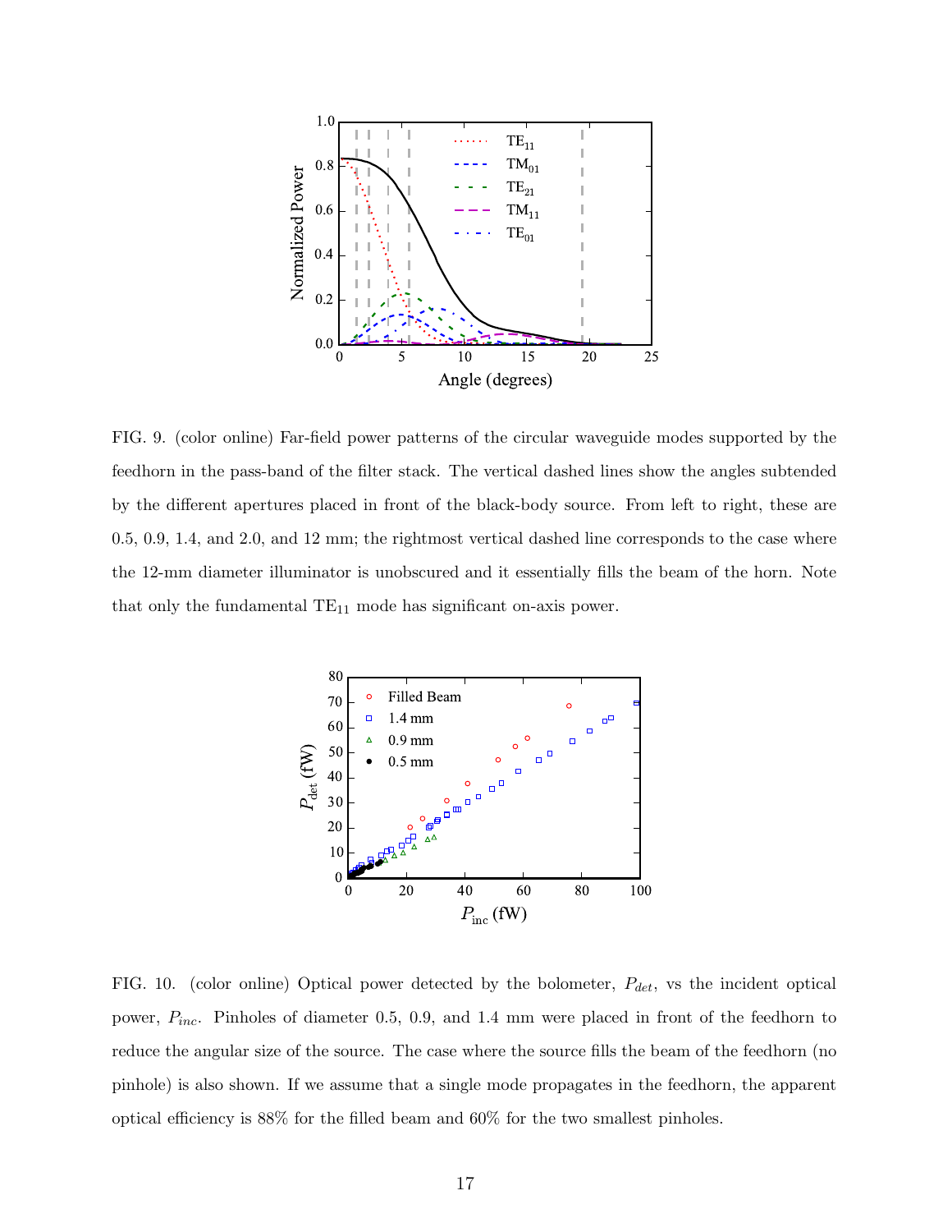Normalized Power

1.0
0.8
0.6
0.4
0.2
0.0

0
5
10
15
20
25

Angle (degrees)

$TE_{11}$
$TM_{01}$
$TE_{21}$
$TM_{11}$
$TE_{01}$

FIG. 9. (color online) Far-field power patterns of the circular waveguide modes supported by the feedhorn in the pass-band of the filter stack. The vertical dashed lines show the angles subtended by the different apertures placed in front of the black-body source. From left to right, these are 0.5, 0.9, 1.4, and 2.0, and 12 mm; the rightmost vertical dashed line corresponds to the case where the 12-mm diameter illuminator is unobscured and it essentially fills the beam of the horn. Note that only the fundamental $TE_{11}$ mode has significant on-axis power.

$P_{\rm det}$ (fW)

80
70
60
50
40
30
20
10
0

0
20
40
60
80
100

$P_{\rm inc}$ (fW)

Filled Beam
1.4 mm
0.9 mm
0.5 mm

FIG. 10. (color online) Optical power detected by the bolometer, $P_{det}$, vs the incident optical power, $P_{inc}$. Pinholes of diameter 0.5, 0.9, and 1.4 mm were placed in front of the feedhorn to reduce the angular size of the source. The case where the source fills the beam of the feedhorn (no pinhole) is also shown. If we assume that a single mode propagates in the feedhorn, the apparent optical efficiency is 88% for the filled beam and 60% for the two smallest pinholes.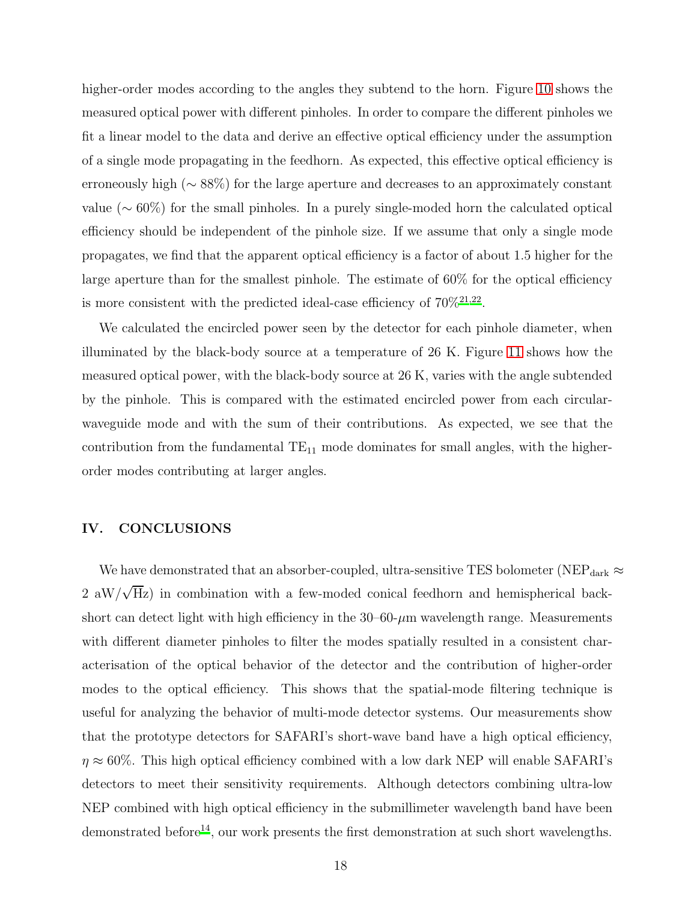higher-order modes according to the angles they subtend to the horn. Figure 10 shows the measured optical power with different pinholes. In order to compare the different pinholes we fit a linear model to the data and derive an effective optical efficiency under the assumption of a single mode propagating in the feedhorn. As expected, this effective optical efficiency is erroneously high ($\sim 88\%$) for the large aperture and decreases to an approximately constant value ($\sim 60\%$) for the small pinholes. In a purely single-moded horn the calculated optical efficiency should be independent of the pinhole size. If we assume that only a single mode propagates, we find that the apparent optical efficiency is a factor of about 1.5 higher for the large aperture than for the smallest pinhole. The estimate of 60% for the optical efficiency is more consistent with the predicted ideal-case efficiency of 70%[21,22].

We calculated the encircled power seen by the detector for each pinhole diameter, when illuminated by the black-body source at a temperature of 26 K. Figure 11 shows how the measured optical power, with the black-body source at 26 K, varies with the angle subtended by the pinhole. This is compared with the estimated encircled power from each circular-waveguide mode and with the sum of their contributions. As expected, we see that the contribution from the fundamental $\mathrm{TE}_{11}$ mode dominates for small angles, with the higher-order modes contributing at larger angles.

## IV. CONCLUSIONS

We have demonstrated that an absorber-coupled, ultra-sensitive TES bolometer ($\mathrm{NEP}_{\mathrm{dark}} \approx 2\ \mathrm{aW}/\sqrt{\mathrm{Hz}}$) in combination with a few-moded conical feedhorn and hemispherical back-short can detect light with high efficiency in the 30–60-$\mu$m wavelength range. Measurements with different diameter pinholes to filter the modes spatially resulted in a consistent characterisation of the optical behavior of the detector and the contribution of higher-order modes to the optical efficiency. This shows that the spatial-mode filtering technique is useful for analyzing the behavior of multi-mode detector systems. Our measurements show that the prototype detectors for SAFARI's short-wave band have a high optical efficiency, $\eta \approx 60\%$. This high optical efficiency combined with a low dark NEP will enable SAFARI's detectors to meet their sensitivity requirements. Although detectors combining ultra-low NEP combined with high optical efficiency in the submillimeter wavelength band have been demonstrated before[14], our work presents the first demonstration at such short wavelengths.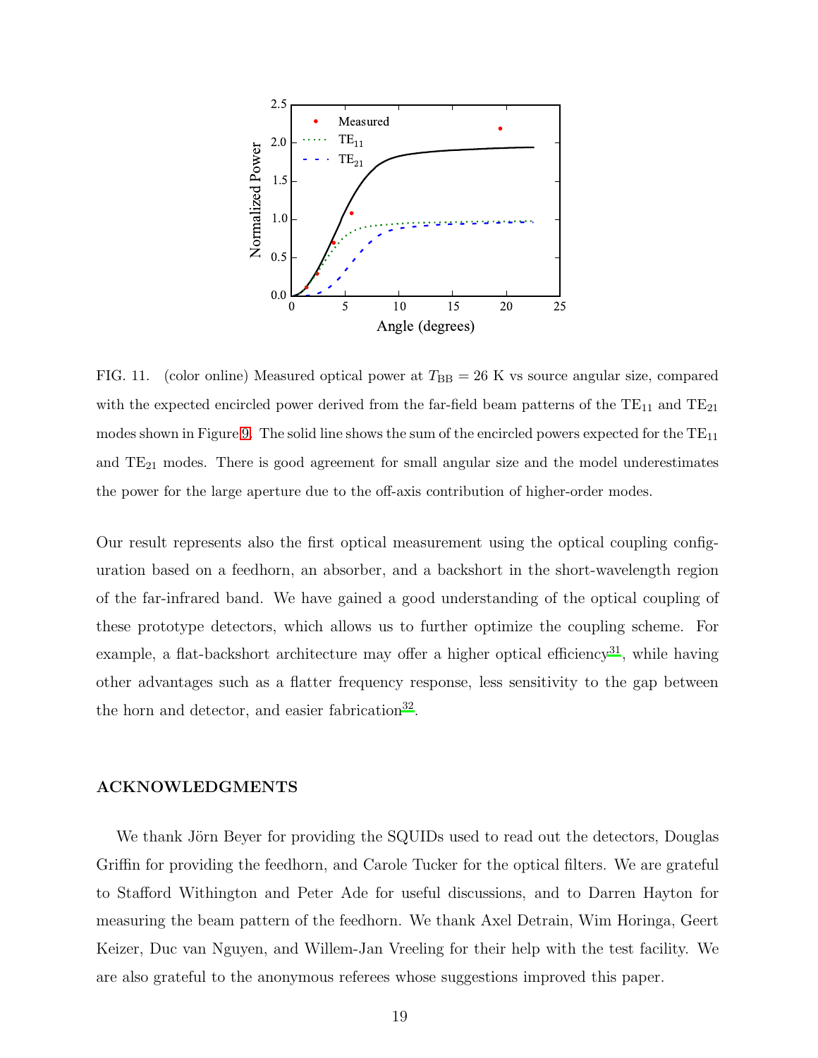Normalized Power

2.5

2.0

1.5

1.0

0.5

0.0

Measured

$TE_{11}$

$TE_{21}$

0 5 10 15 20 25

Angle (degrees)

FIG. 11. (color online) Measured optical power at $T_{\rm BB} = 26$ K vs source angular size, compared with the expected encircled power derived from the far-field beam patterns of the $TE_{11}$ and $TE_{21}$ modes shown in Figure 9. The solid line shows the sum of the encircled powers expected for the $TE_{11}$ and $TE_{21}$ modes. There is good agreement for small angular size and the model underestimates the power for the large aperture due to the off-axis contribution of higher-order modes.

Our result represents also the first optical measurement using the optical coupling configuration based on a feedhorn, an absorber, and a backshort in the short-wavelength region of the far-infrared band. We have gained a good understanding of the optical coupling of these prototype detectors, which allows us to further optimize the coupling scheme. For example, a flat-backshort architecture may offer a higher optical efficiency[31], while having other advantages such as a flatter frequency response, less sensitivity to the gap between the horn and detector, and easier fabrication[32].

## ACKNOWLEDGMENTS

We thank Jörn Beyer for providing the SQUIDs used to read out the detectors, Douglas Griffin for providing the feedhorn, and Carole Tucker for the optical filters. We are grateful to Stafford Withington and Peter Ade for useful discussions, and to Darren Hayton for measuring the beam pattern of the feedhorn. We thank Axel Detrain, Wim Horinga, Geert Keizer, Duc van Nguyen, and Willem-Jan Vreeling for their help with the test facility. We are also grateful to the anonymous referees whose suggestions improved this paper.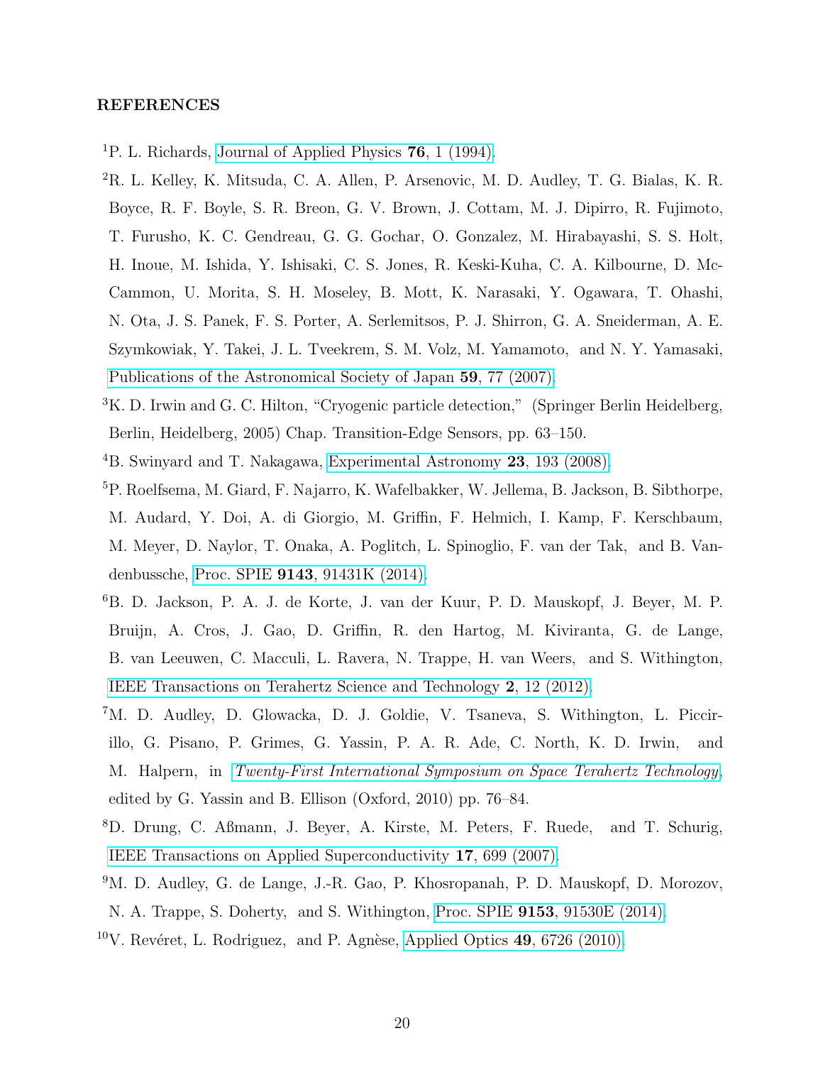## REFERENCES

[1] P. L. Richards, Journal of Applied Physics **76**, 1 (1994).

[2] R. L. Kelley, K. Mitsuda, C. A. Allen, P. Arsenovic, M. D. Audley, T. G. Bialas, K. R. Boyce, R. F. Boyle, S. R. Breon, G. V. Brown, J. Cottam, M. J. Dipirro, R. Fujimoto, T. Furusho, K. C. Gendreau, G. G. Gochar, O. Gonzalez, M. Hirabayashi, S. S. Holt, H. Inoue, M. Ishida, Y. Ishisaki, C. S. Jones, R. Keski-Kuha, C. A. Kilbourne, D. McCammon, U. Morita, S. H. Moseley, B. Mott, K. Narasaki, Y. Ogawara, T. Ohashi, N. Ota, J. S. Panek, F. S. Porter, A. Serlemitsos, P. J. Shirron, G. A. Sneiderman, A. E. Szymkowiak, Y. Takei, J. L. Tveekrem, S. M. Volz, M. Yamamoto, and N. Y. Yamasaki, Publications of the Astronomical Society of Japan **59**, 77 (2007).

[3] K. D. Irwin and G. C. Hilton, "Cryogenic particle detection," (Springer Berlin Heidelberg, Berlin, Heidelberg, 2005) Chap. Transition-Edge Sensors, pp. 63–150.

[4] B. Swinyard and T. Nakagawa, Experimental Astronomy **23**, 193 (2008).

[5] P. Roelfsema, M. Giard, F. Najarro, K. Wafelbakker, W. Jellema, B. Jackson, B. Sibthorpe, M. Audard, Y. Doi, A. di Giorgio, M. Griffin, F. Helmich, I. Kamp, F. Kerschbaum, M. Meyer, D. Naylor, T. Onaka, A. Poglitch, L. Spinoglio, F. van der Tak, and B. Vandenbussche, Proc. SPIE **9143**, 91431K (2014).

[6] B. D. Jackson, P. A. J. de Korte, J. van der Kuur, P. D. Mauskopf, J. Beyer, M. P. Bruijn, A. Cros, J. Gao, D. Griffin, R. den Hartog, M. Kiviranta, G. de Lange, B. van Leeuwen, C. Macculi, L. Ravera, N. Trappe, H. van Weers, and S. Withington, IEEE Transactions on Terahertz Science and Technology **2**, 12 (2012).

[7] M. D. Audley, D. Glowacka, D. J. Goldie, V. Tsaneva, S. Withington, L. Piccirillo, G. Pisano, P. Grimes, G. Yassin, P. A. R. Ade, C. North, K. D. Irwin, and M. Halpern, in *Twenty-First International Symposium on Space Terahertz Technology*, edited by G. Yassin and B. Ellison (Oxford, 2010) pp. 76–84.

[8] D. Drung, C. Aßmann, J. Beyer, A. Kirste, M. Peters, F. Ruede, and T. Schurig, IEEE Transactions on Applied Superconductivity **17**, 699 (2007).

[9] M. D. Audley, G. de Lange, J.-R. Gao, P. Khosropanah, P. D. Mauskopf, D. Morozov, N. A. Trappe, S. Doherty, and S. Withington, Proc. SPIE **9153**, 91530E (2014).

[10] V. Revéret, L. Rodriguez, and P. Agnèse, Applied Optics **49**, 6726 (2010).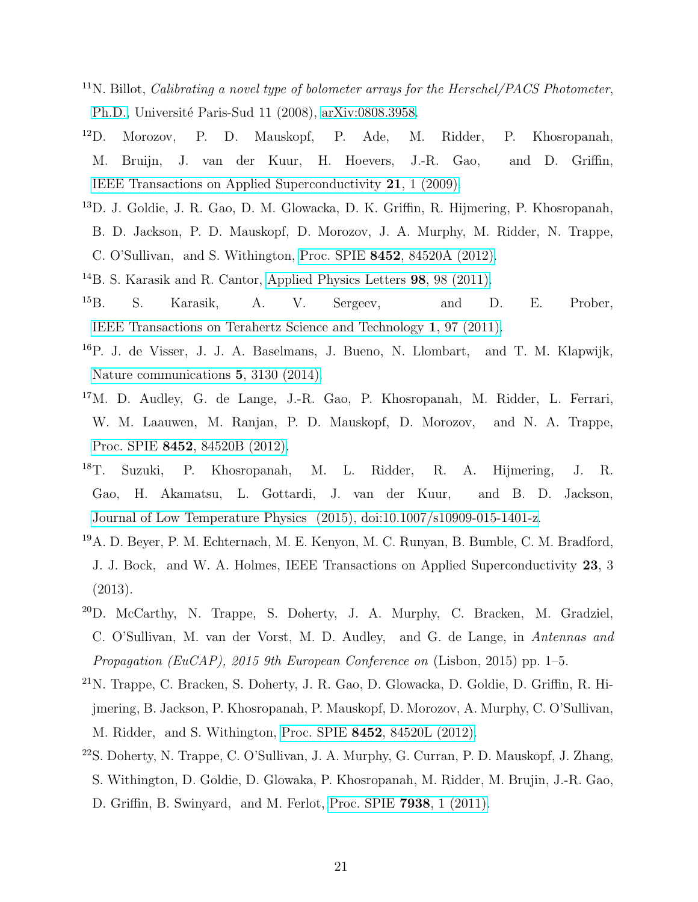[11] N. Billot, *Calibrating a novel type of bolometer arrays for the Herschel/PACS Photometer*, Ph.D., Université Paris-Sud 11 (2008), arXiv:0808.3958.

[12] D. Morozov, P. D. Mauskopf, P. Ade, M. Ridder, P. Khosropanah, M. Bruijn, J. van der Kuur, H. Hoevers, J.-R. Gao, and D. Griffin, IEEE Transactions on Applied Superconductivity **21**, 1 (2009).

[13] D. J. Goldie, J. R. Gao, D. M. Glowacka, D. K. Griffin, R. Hijmering, P. Khosropanah, B. D. Jackson, P. D. Mauskopf, D. Morozov, J. A. Murphy, M. Ridder, N. Trappe, C. O'Sullivan, and S. Withington, Proc. SPIE **8452**, 84520A (2012).

[14] B. S. Karasik and R. Cantor, Applied Physics Letters **98**, 98 (2011).

[15] B. S. Karasik, A. V. Sergeev, and D. E. Prober, IEEE Transactions on Terahertz Science and Technology **1**, 97 (2011).

[16] P. J. de Visser, J. J. A. Baselmans, J. Bueno, N. Llombart, and T. M. Klapwijk, Nature communications **5**, 3130 (2014).

[17] M. D. Audley, G. de Lange, J.-R. Gao, P. Khosropanah, M. Ridder, L. Ferrari, W. M. Laauwen, M. Ranjan, P. D. Mauskopf, D. Morozov, and N. A. Trappe, Proc. SPIE **8452**, 84520B (2012).

[18] T. Suzuki, P. Khosropanah, M. L. Ridder, R. A. Hijmering, J. R. Gao, H. Akamatsu, L. Gottardi, J. van der Kuur, and B. D. Jackson, Journal of Low Temperature Physics (2015), doi:10.1007/s10909-015-1401-z.

[19] A. D. Beyer, P. M. Echternach, M. E. Kenyon, M. C. Runyan, B. Bumble, C. M. Bradford, J. J. Bock, and W. A. Holmes, IEEE Transactions on Applied Superconductivity **23**, 3 (2013).

[20] D. McCarthy, N. Trappe, S. Doherty, J. A. Murphy, C. Bracken, M. Gradziel, C. O'Sullivan, M. van der Vorst, M. D. Audley, and G. de Lange, in *Antennas and Propagation (EuCAP), 2015 9th European Conference on* (Lisbon, 2015) pp. 1–5.

[21] N. Trappe, C. Bracken, S. Doherty, J. R. Gao, D. Glowacka, D. Goldie, D. Griffin, R. Hijmering, B. Jackson, P. Khosropanah, P. Mauskopf, D. Morozov, A. Murphy, C. O'Sullivan, M. Ridder, and S. Withington, Proc. SPIE **8452**, 84520L (2012).

[22] S. Doherty, N. Trappe, C. O'Sullivan, J. A. Murphy, G. Curran, P. D. Mauskopf, J. Zhang, S. Withington, D. Goldie, D. Glowaka, P. Khosropanah, M. Ridder, M. Brujin, J.-R. Gao, D. Griffin, B. Swinyard, and M. Ferlot, Proc. SPIE **7938**, 1 (2011).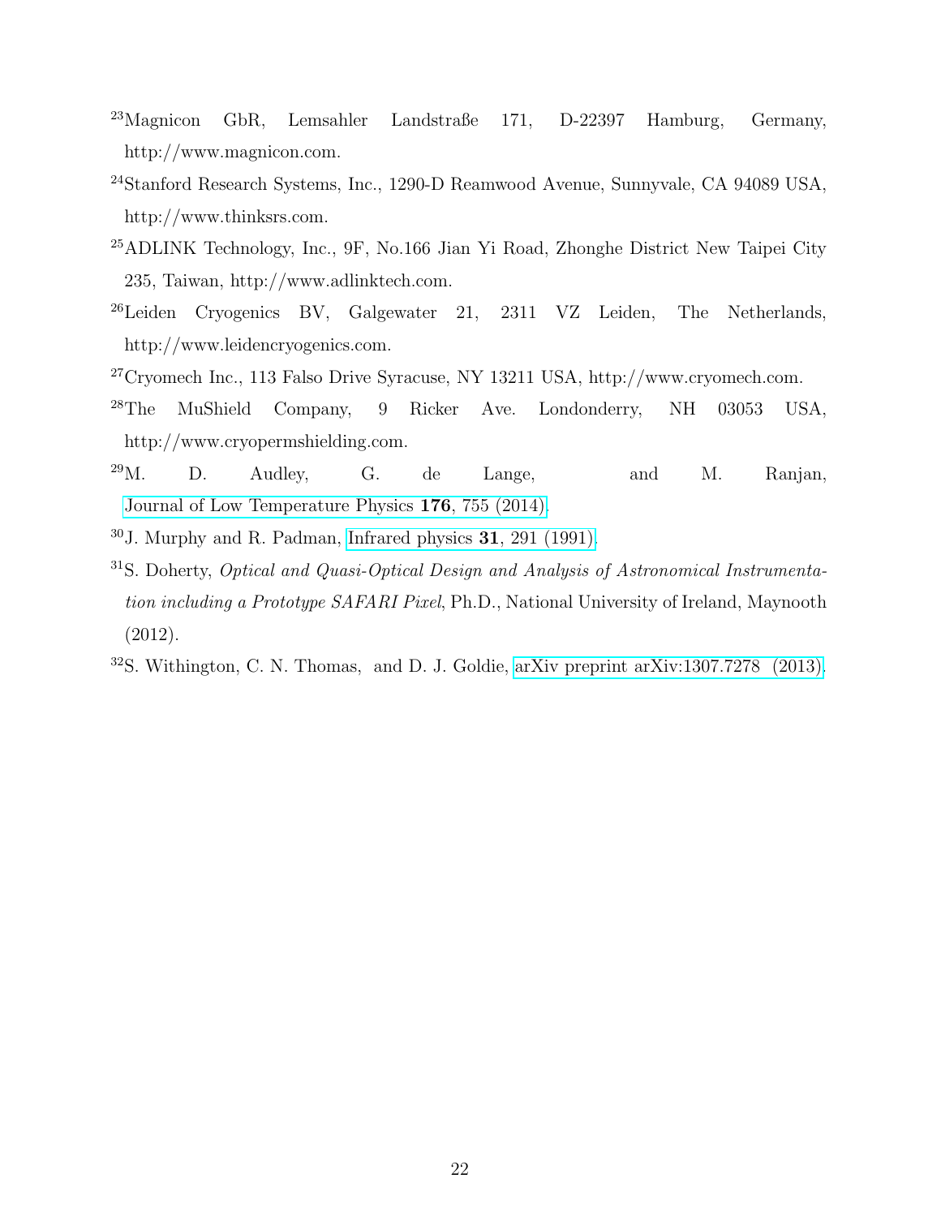[23]Magnicon GbR, Lemsahler Landstraße 171, D-22397 Hamburg, Germany, http://www.magnicon.com.

[24]Stanford Research Systems, Inc., 1290-D Reamwood Avenue, Sunnyvale, CA 94089 USA, http://www.thinksrs.com.

[25]ADLINK Technology, Inc., 9F, No.166 Jian Yi Road, Zhonghe District New Taipei City 235, Taiwan, http://www.adlinktech.com.

[26]Leiden Cryogenics BV, Galgewater 21, 2311 VZ Leiden, The Netherlands, http://www.leidencryogenics.com.

[27]Cryomech Inc., 113 Falso Drive Syracuse, NY 13211 USA, http://www.cryomech.com.

[28]The MuShield Company, 9 Ricker Ave. Londonderry, NH 03053 USA, http://www.cryopermshielding.com.

[29]M. D. Audley, G. de Lange, and M. Ranjan, Journal of Low Temperature Physics **176**, 755 (2014).

[30]J. Murphy and R. Padman, Infrared physics **31**, 291 (1991).

[31]S. Doherty, *Optical and Quasi-Optical Design and Analysis of Astronomical Instrumentation including a Prototype SAFARI Pixel*, Ph.D., National University of Ireland, Maynooth (2012).

[32]S. Withington, C. N. Thomas, and D. J. Goldie, arXiv preprint arXiv:1307.7278 (2013).